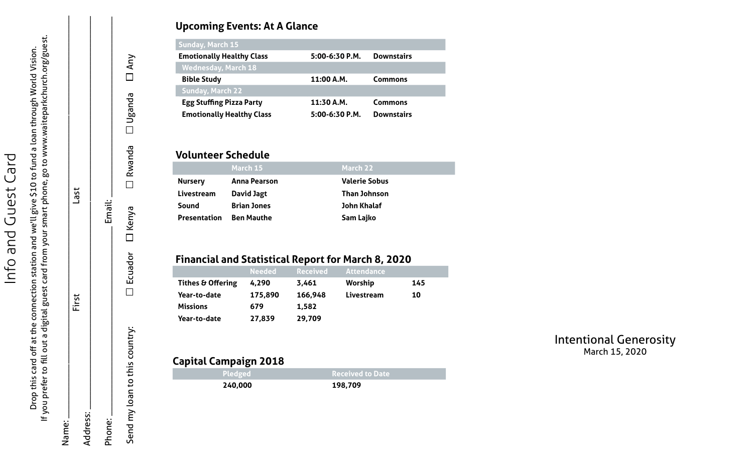# Info and Guest Card

Drop this card off at the connection station and we'll give $10 to fund a loan through World Vision.
If you prefer to fill out a digital guest card from your smart phone, go to www.waiteparkchurch.org/guest.

Name: ____________ First ____________ Last ____________

Address: ____________

Phone: ____________ Email: ____________

Send my loan to this country: ☐ Ecuador ☐ Kenya ☐ Rwanda ☐ Uganda ☐ Any

## Upcoming Events: At A Glance

| Sunday, March 15 | | |
|---|---|---|
| **Emotionally Healthy Class** | **5:00-6:30 P.M.** | **Downstairs** |
| **Wednesday, March 18** | | |
| **Bible Study** | **11:00 A.M.** | **Commons** |
| **Sunday, March 22** | | |
| **Egg Stuffing Pizza Party** | **11:30 A.M.** | **Commons** |
| **Emotionally Healthy Class** | **5:00-6:30 P.M.** | **Downstairs** |

## Volunteer Schedule

| | March 15 | March 22 |
|---|---|---|
| **Nursery** | **Anna Pearson** | **Valerie Sobus** |
| **Livestream** | **David Jagt** | **Than Johnson** |
| **Sound** | **Brian Jones** | **John Khalaf** |
| **Presentation** | **Ben Mauthe** | **Sam Lajko** |

## Financial and Statistical Report for March 8, 2020

| | Needed | Received | Attendance | |
|---|---|---|---|---|
| **Tithes & Offering** | **4,290** | **3,461** | **Worship** | **145** |
| **Year-to-date** | **175,890** | **166,948** | **Livestream** | **10** |
| **Missions** | **679** | **1,582** | | |
| **Year-to-date** | **27,839** | **29,709** | | |

## Capital Campaign 2018

| Pledged | Received to Date |
|---|---|
| **240,000** | **198,709** |

Intentional Generosity
March 15, 2020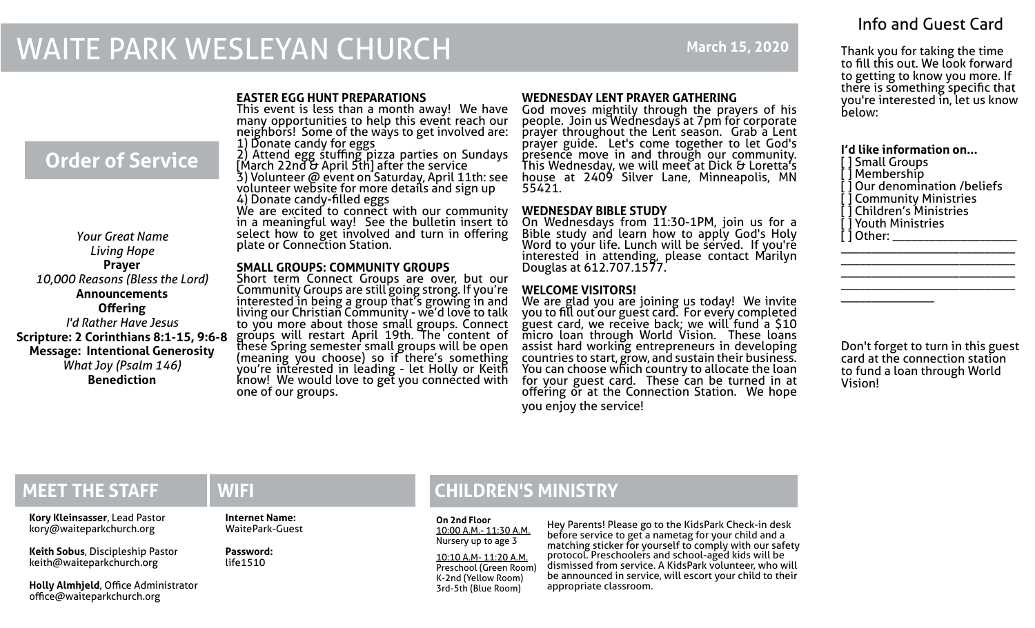# WAITE PARK WESLEYAN CHURCH

**March 15, 2020**

## Order of Service

*Your Great Name*
*Living Hope*
**Prayer**
*10,000 Reasons (Bless the Lord)*
**Announcements**
**Offering**
*I'd Rather Have Jesus*
**Scripture: 2 Corinthians 8:1-15, 9:6-8**
**Message: Intentional Generosity**
*What Joy (Psalm 146)*
**Benediction**

### EASTER EGG HUNT PREPARATIONS

This event is less than a month away! We have many opportunities to help this event reach our neighbors! Some of the ways to get involved are:
1) Donate candy for eggs
2) Attend egg stuffing pizza parties on Sundays [March 22nd & April 5th] after the service
3) Volunteer @ event on Saturday, April 11th: see volunteer website for more details and sign up
4) Donate candy-filled eggs
We are excited to connect with our community in a meaningful way! See the bulletin insert to select how to get involved and turn in offering plate or Connection Station.

### SMALL GROUPS: COMMUNITY GROUPS

Short term Connect Groups are over, but our Community Groups are still going strong. If you're interested in being a group that's growing in and living our Christian Community - we'd love to talk to you more about those small groups. Connect groups will restart April 19th. The content of these Spring semester small groups will be open (meaning you choose) so if there's something you're interested in leading - let Holly or Keith know! We would love to get you connected with one of our groups.

### WEDNESDAY LENT PRAYER GATHERING

God moves mightily through the prayers of his people. Join us Wednesdays at 7pm for corporate prayer throughout the Lent season. Grab a Lent prayer guide. Let's come together to let God's presence move in and through our community. This Wednesday, we will meet at Dick & Loretta's house at 2409 Silver Lane, Minneapolis, MN 55421.

### WEDNESDAY BIBLE STUDY

On Wednesdays from 11:30-1PM, join us for a Bible study and learn how to apply God's Holy Word to your life. Lunch will be served. If you're interested in attending, please contact Marilyn Douglas at 612.707.1577.

### WELCOME VISITORS!

We are glad you are joining us today! We invite you to fill out our guest card. For every completed guest card, we receive back; we will fund a $10 micro loan through World Vision. These loans assist hard working entrepreneurs in developing countries to start, grow, and sustain their business. You can choose which country to allocate the loan for your guest card. These can be turned in at offering or at the Connection Station. We hope you enjoy the service!

## Info and Guest Card

Thank you for taking the time to fill this out. We look forward to getting to know you more. If there is something specific that you're interested in, let us know below:

**I'd like information on...**
[ ] Small Groups
[ ] Membership
[ ] Our denomination /beliefs
[ ] Community Ministries
[ ] Children's Ministries
[ ] Youth Ministries
[ ] Other: ____________________
____________________________
____________________________
____________________________
____________________________
_______________

Don't forget to turn in this guest card at the connection station to fund a loan through World Vision!

## MEET THE STAFF

**Kory Kleinsasser**, Lead Pastor
kory@waiteparkchurch.org

**Keith Sobus**, Discipleship Pastor
keith@waiteparkchurch.org

**Holly Almhjeld**, Office Administrator
office@waiteparkchurch.org

## WIFI

**Internet Name:**
WaitePark-Guest

**Password:**
life1510

## CHILDREN'S MINISTRY

**On 2nd Floor**
10:00 A.M.- 11:30 A.M.
Nursery up to age 3

10:10 A.M- 11:20 A.M.
Preschool (Green Room)
K-2nd (Yellow Room)
3rd-5th (Blue Room)

Hey Parents! Please go to the KidsPark Check-in desk before service to get a nametag for your child and a matching sticker for yourself to comply with our safety protocol. Preschoolers and school-aged kids will be dismissed from service. A KidsPark volunteer, who will be announced in service, will escort your child to their appropriate classroom.